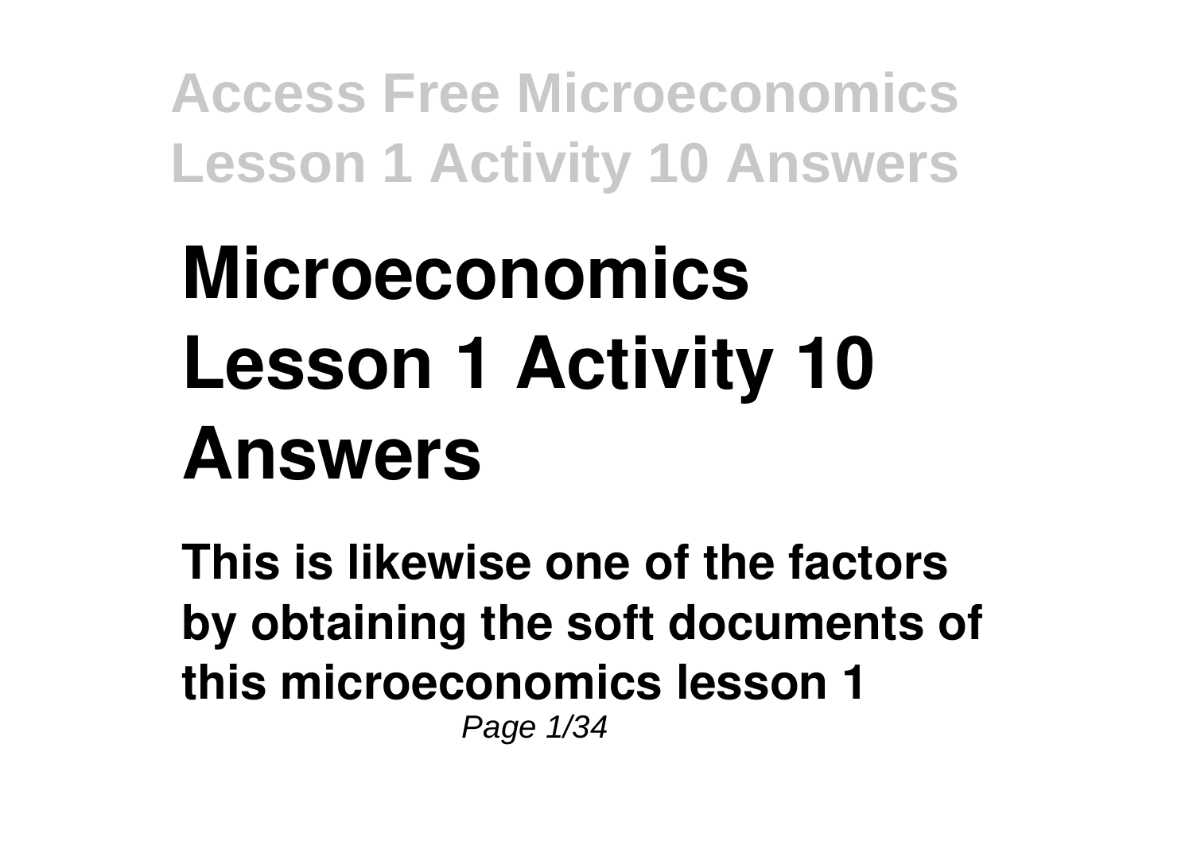# Microeconomics Lesson 1 Activity 10 Answers

**This is likewise one of the factors by obtaining the soft documents of this microeconomics lesson 1**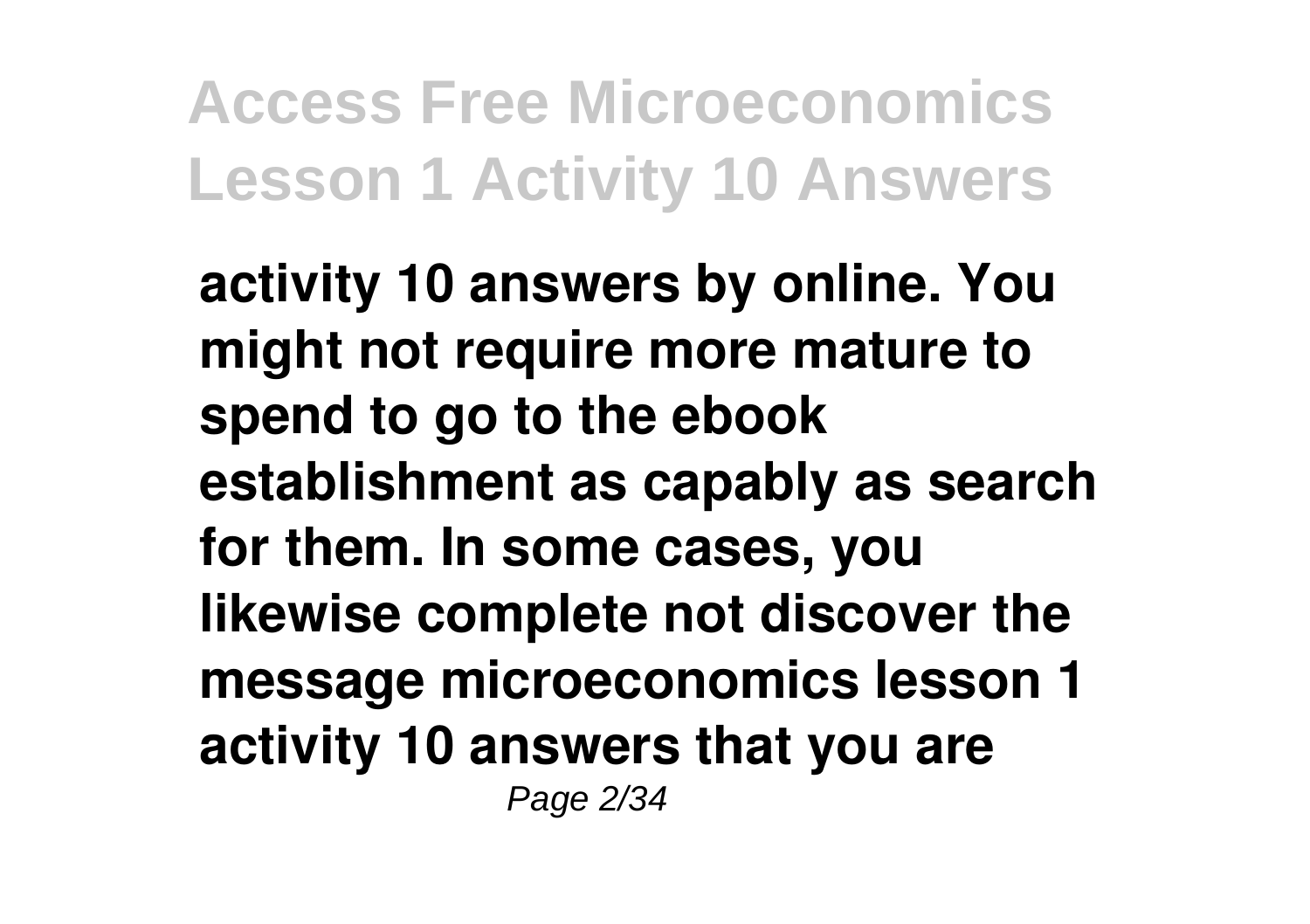**activity 10 answers by online. You might not require more mature to spend to go to the ebook establishment as capably as search for them. In some cases, you likewise complete not discover the message microeconomics lesson 1 activity 10 answers that you are**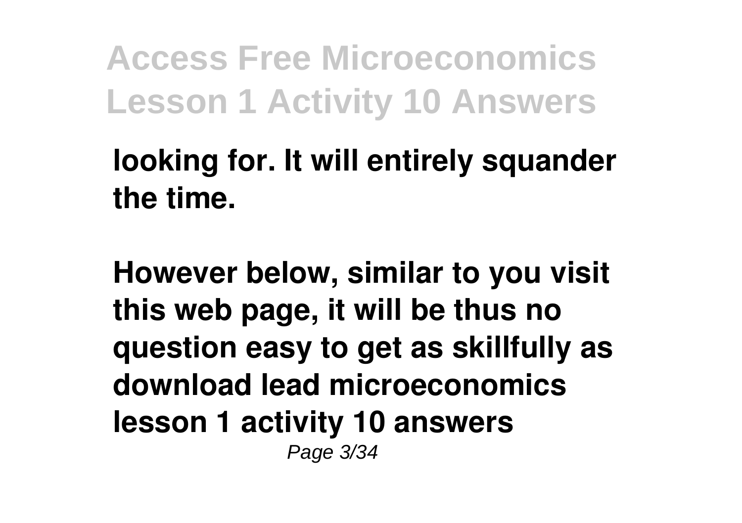**looking for. It will entirely squander the time.**

**However below, similar to you visit this web page, it will be thus no question easy to get as skillfully as download lead microeconomics lesson 1 activity 10 answers**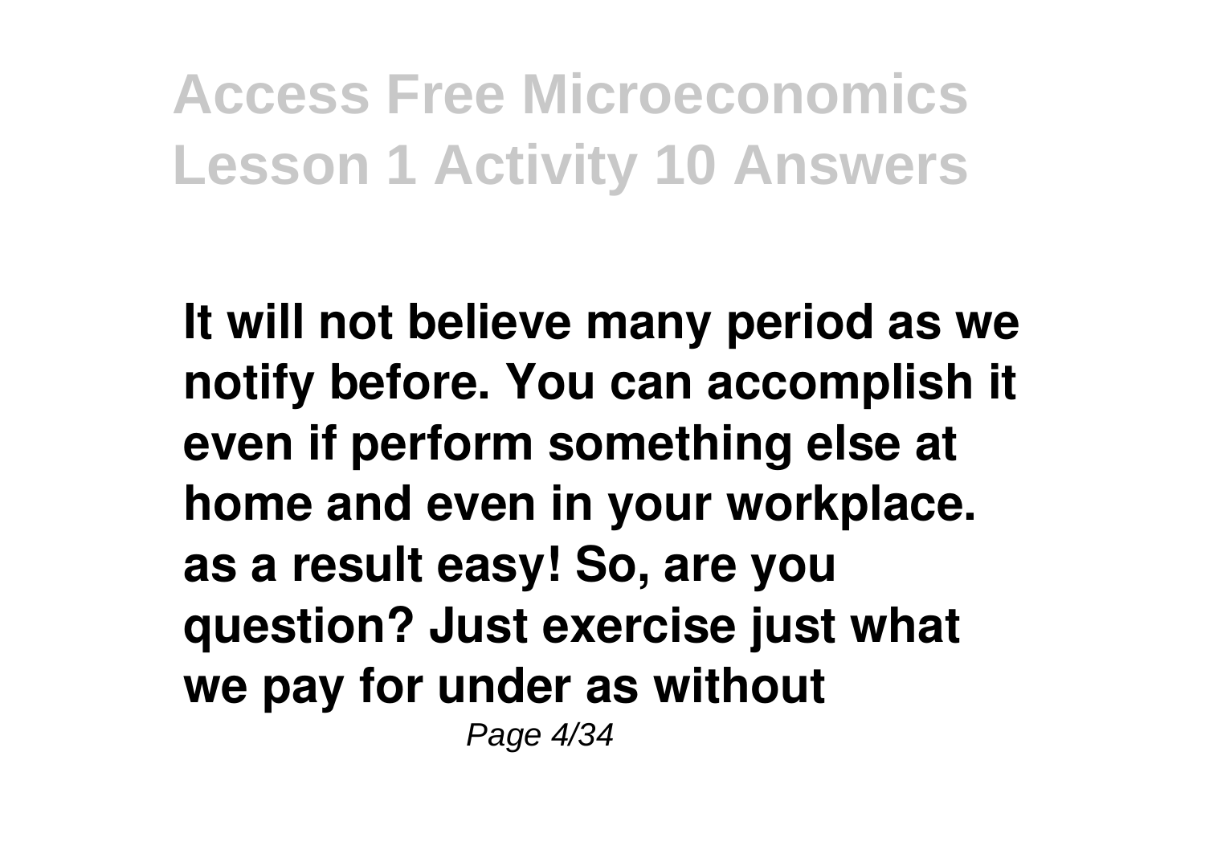It will not believe many period as we notify before. You can accomplish it even if perform something else at home and even in your workplace. as a result easy! So, are you question? Just exercise just what we pay for under as without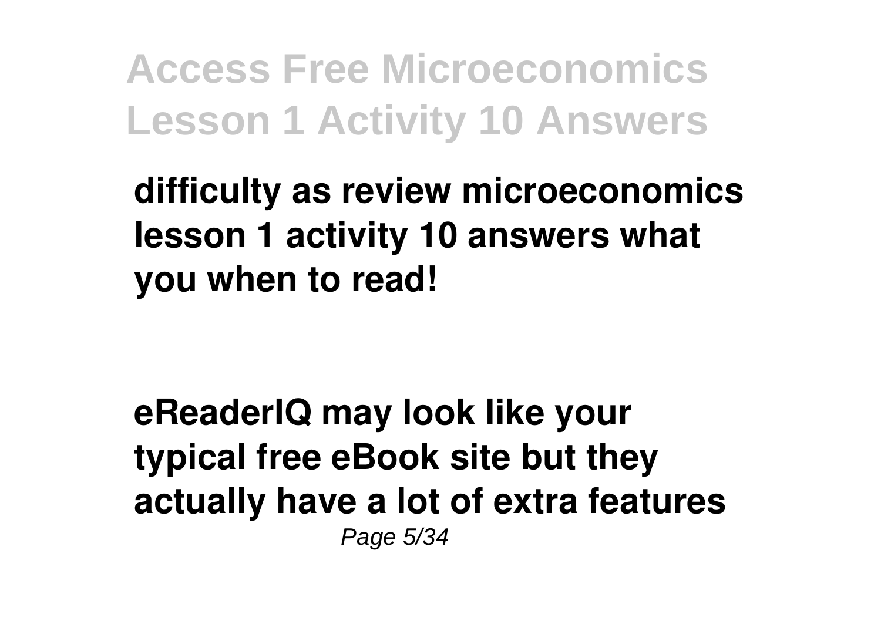**difficulty as review microeconomics lesson 1 activity 10 answers what you when to read!**

**eReaderIQ may look like your typical free eBook site but they actually have a lot of extra features**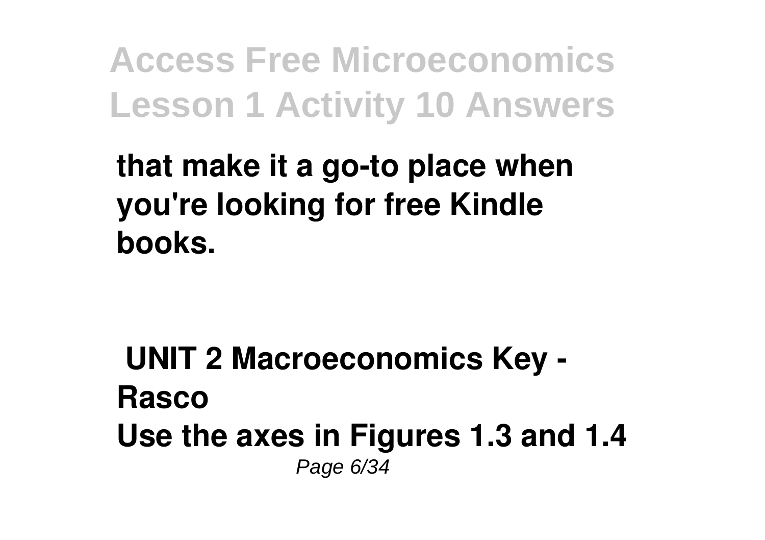that make it a go-to place when you're looking for free Kindle books.

**UNIT 2 Macroeconomics Key - Rasco**

**Use the axes in Figures 1.3 and 1.4**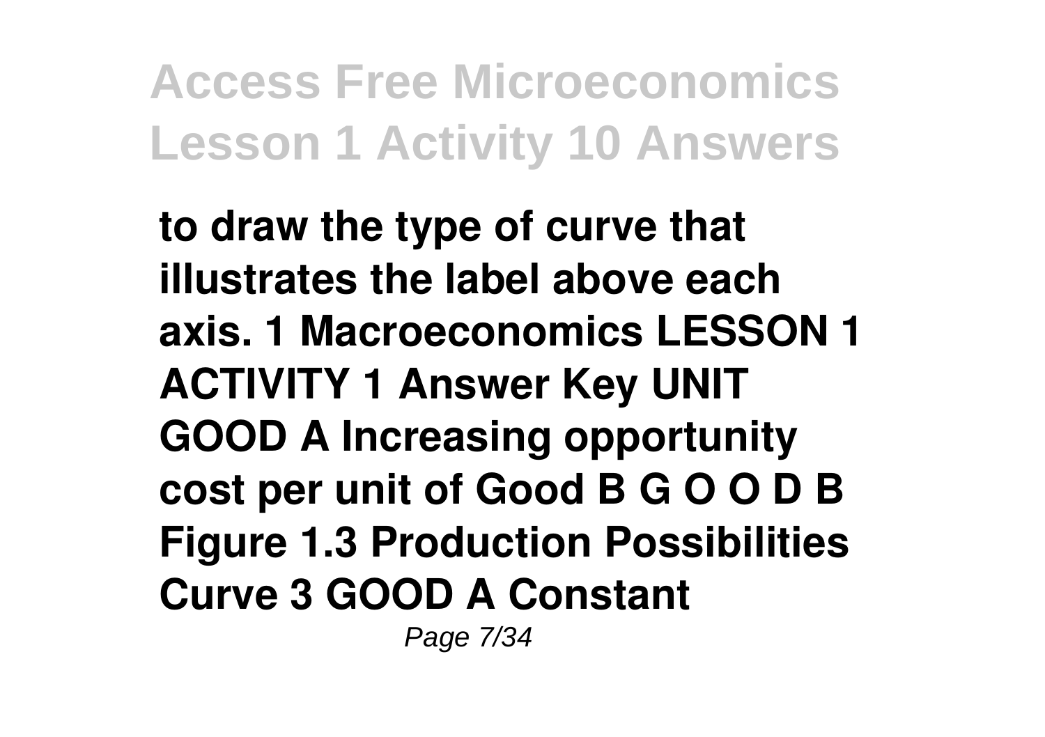**to draw the type of curve that illustrates the label above each axis. 1 Macroeconomics LESSON 1 ACTIVITY 1 Answer Key UNIT GOOD A Increasing opportunity cost per unit of Good B G O O D B Figure 1.3 Production Possibilities Curve 3 GOOD A Constant**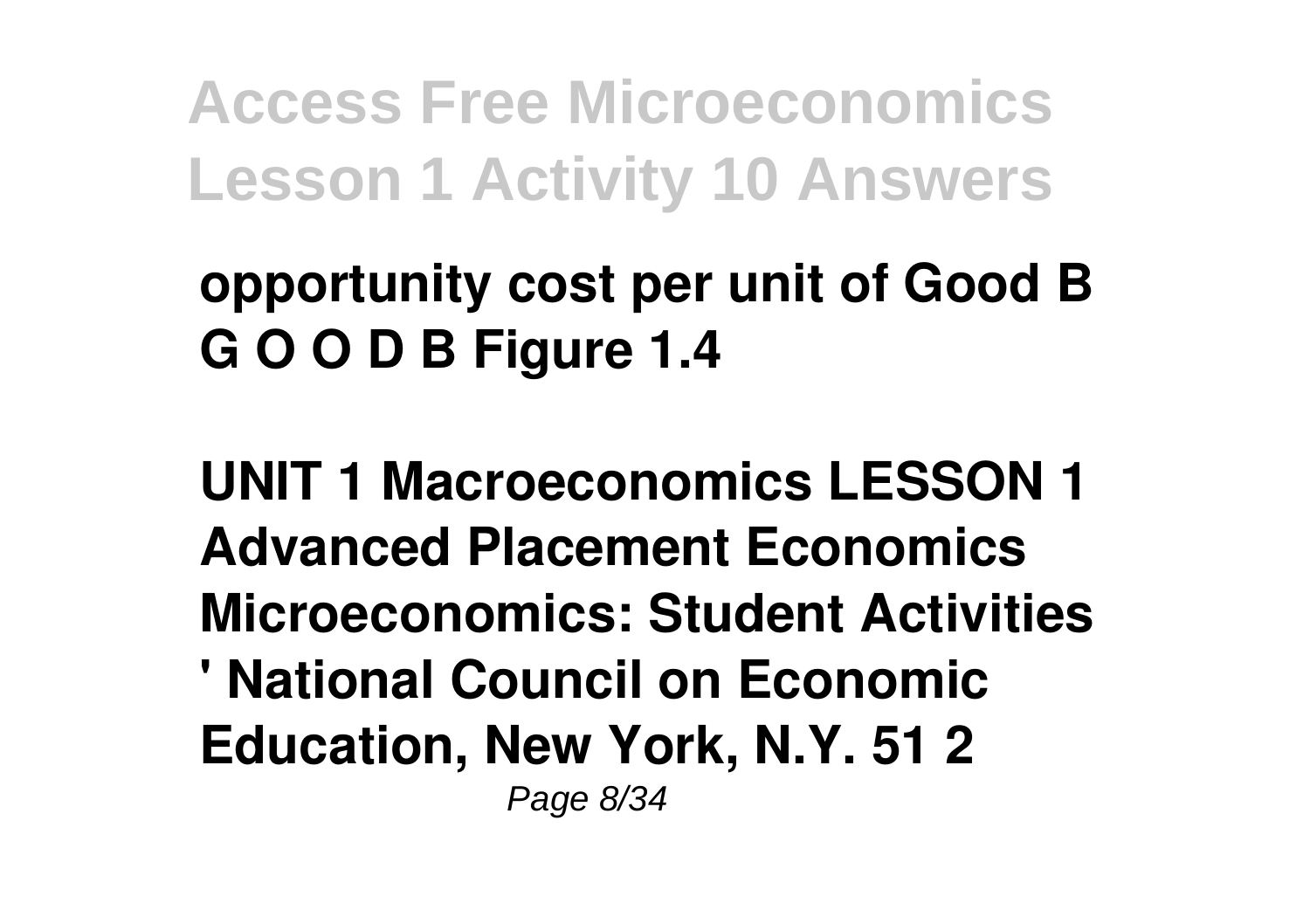**opportunity cost per unit of Good B G O O D B Figure 1.4**

**UNIT 1 Macroeconomics LESSON 1 Advanced Placement Economics Microeconomics: Student Activities ' National Council on Economic Education, New York, N.Y. 51 2**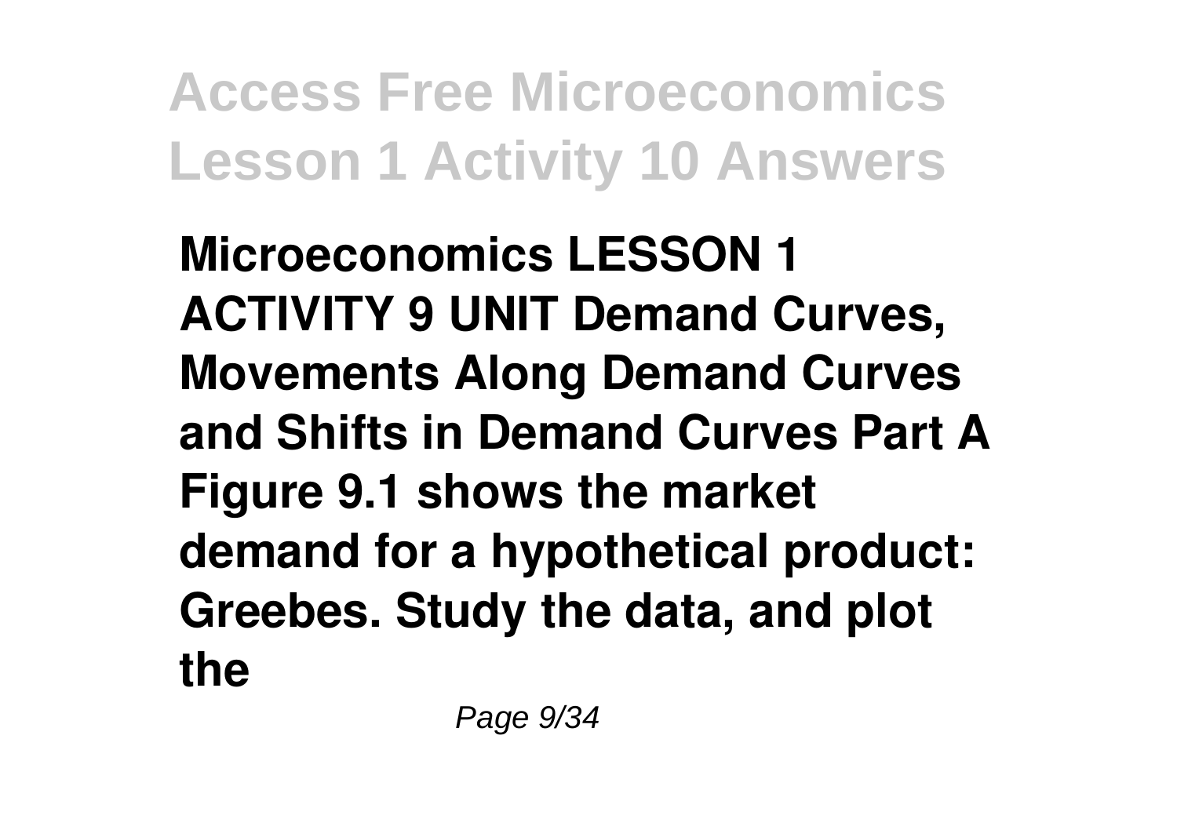**Microeconomics LESSON 1 ACTIVITY 9 UNIT Demand Curves, Movements Along Demand Curves and Shifts in Demand Curves Part A Figure 9.1 shows the market demand for a hypothetical product: Greebes. Study the data, and plot the**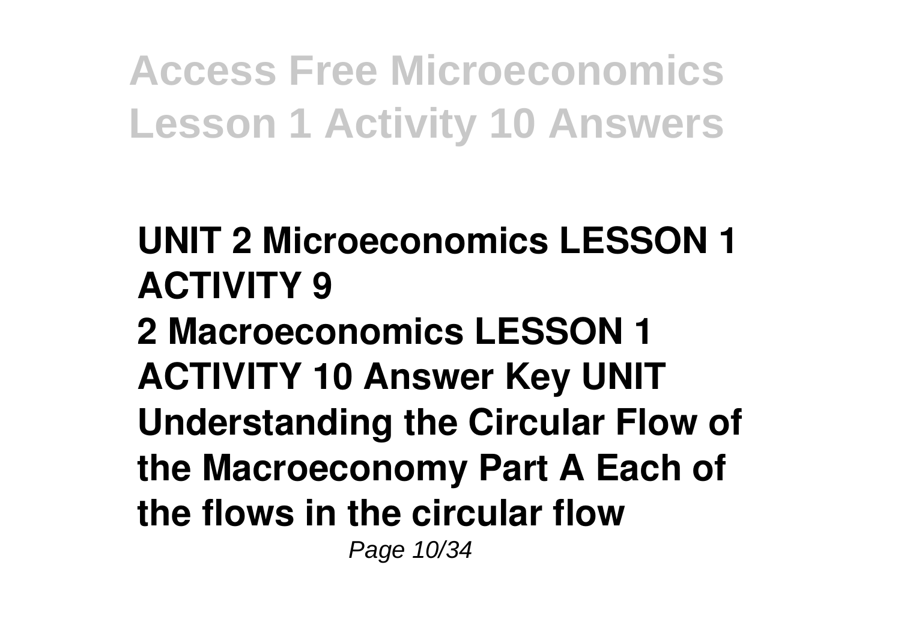**UNIT 2 Microeconomics LESSON 1 ACTIVITY 9**

**2 Macroeconomics LESSON 1 ACTIVITY 10 Answer Key UNIT Understanding the Circular Flow of the Macroeconomy Part A Each of the flows in the circular flow**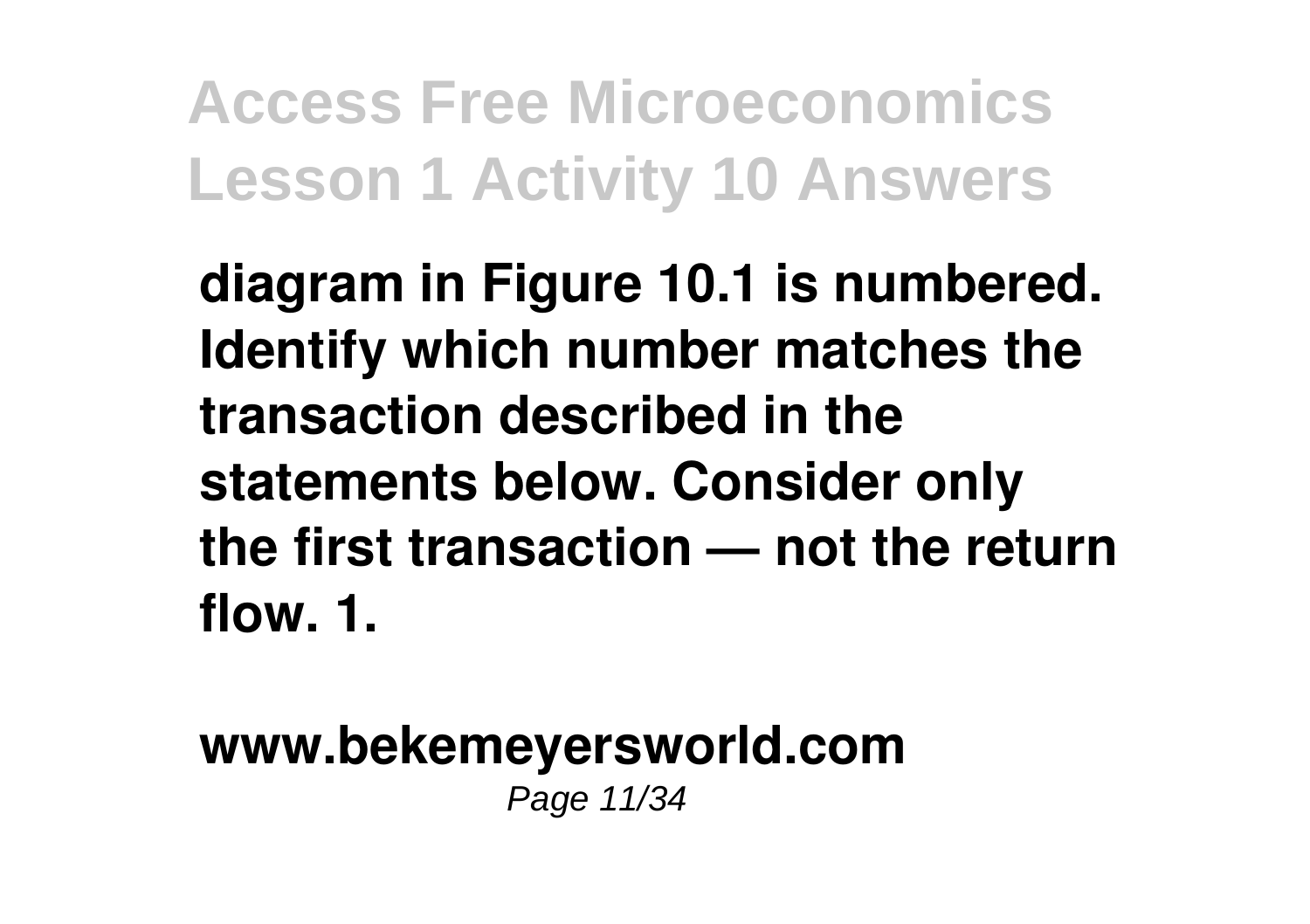**diagram in Figure 10.1 is numbered. Identify which number matches the transaction described in the statements below. Consider only the first transaction — not the return flow. 1.**

**www.bekemeyersworld.com**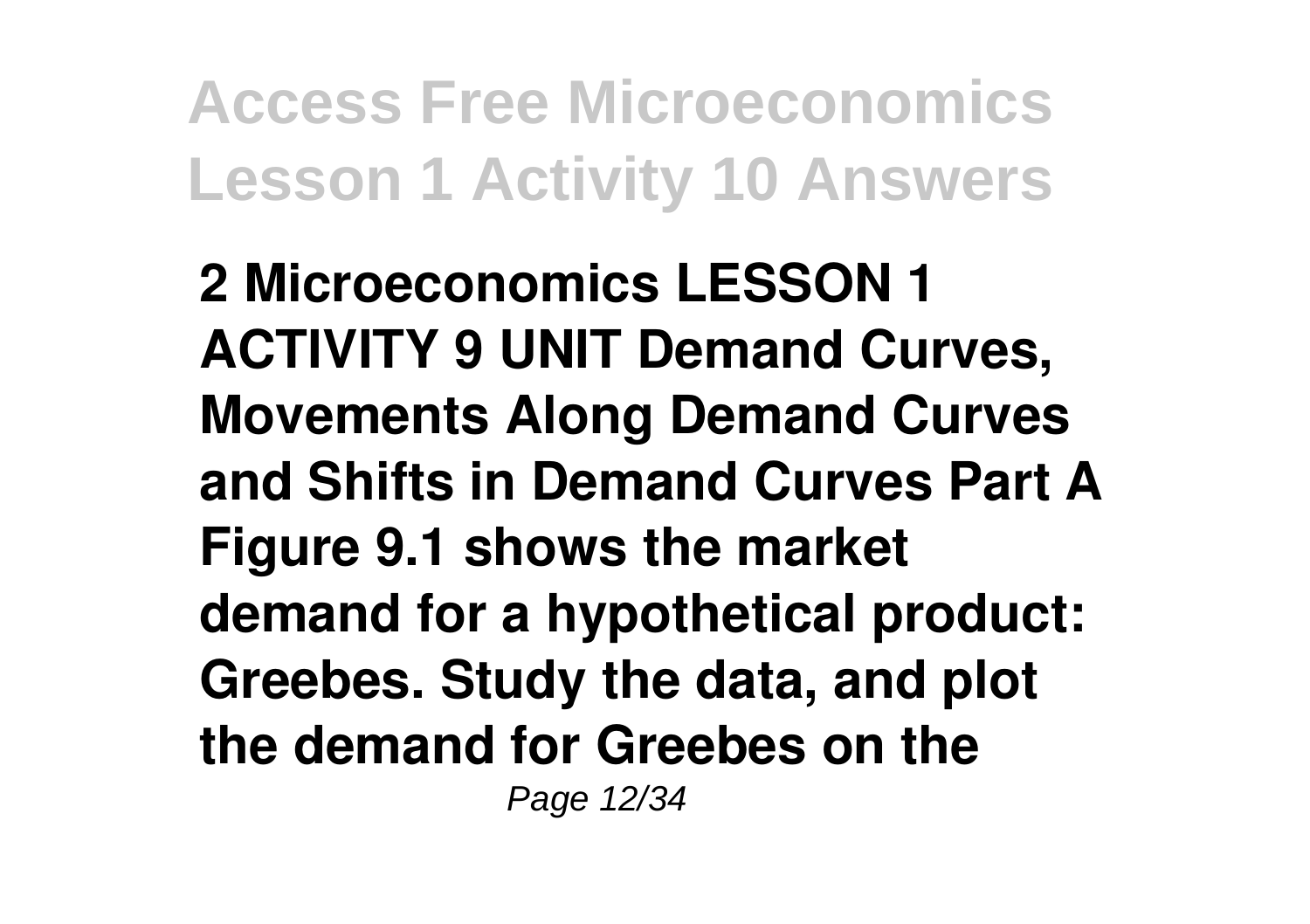**2 Microeconomics LESSON 1 ACTIVITY 9 UNIT Demand Curves, Movements Along Demand Curves and Shifts in Demand Curves Part A Figure 9.1 shows the market demand for a hypothetical product: Greebes. Study the data, and plot the demand for Greebes on the**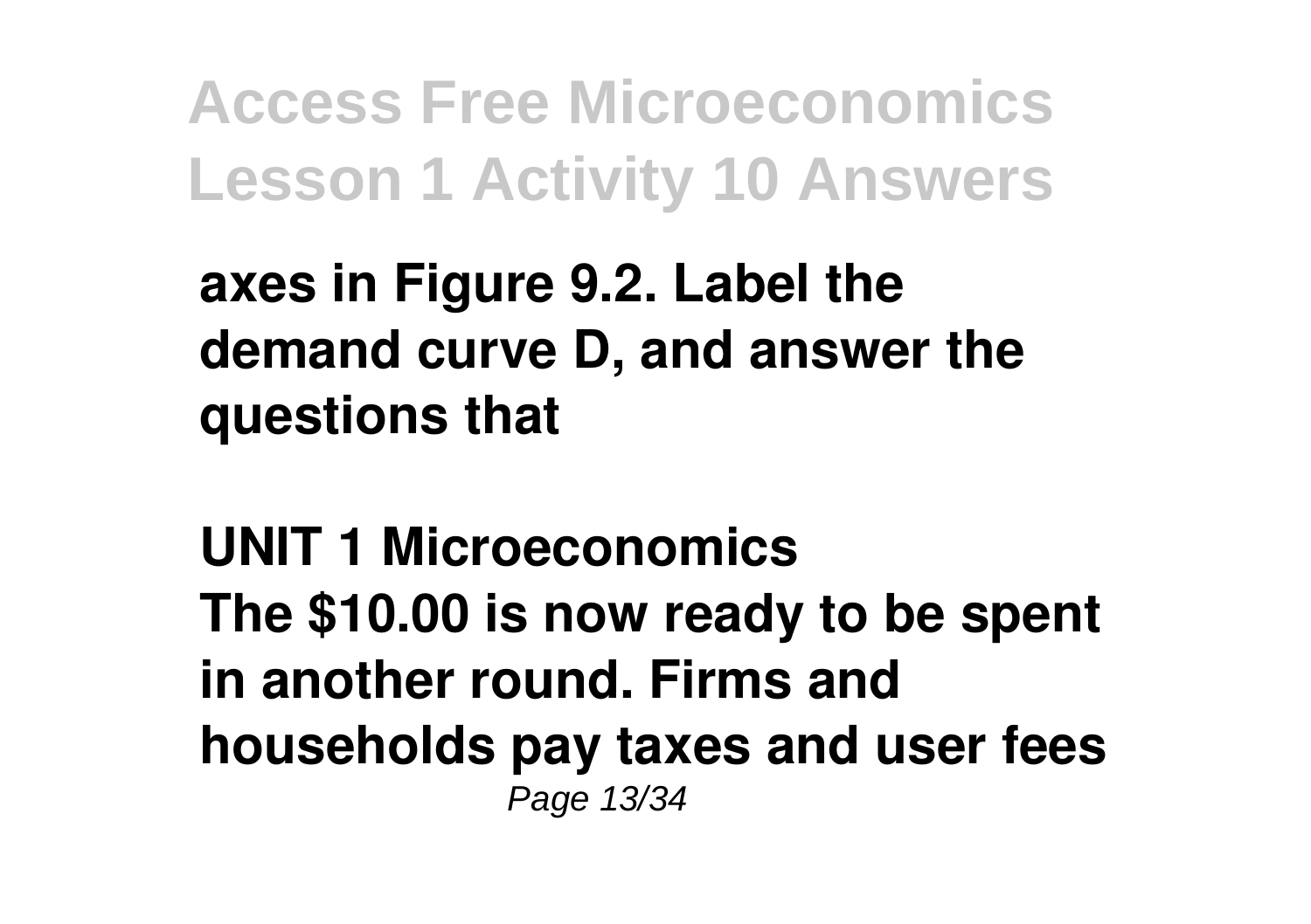axes in Figure 9.2. Label the demand curve D, and answer the questions that

UNIT 1 Microeconomics
The $10.00 is now ready to be spent in another round. Firms and households pay taxes and user fees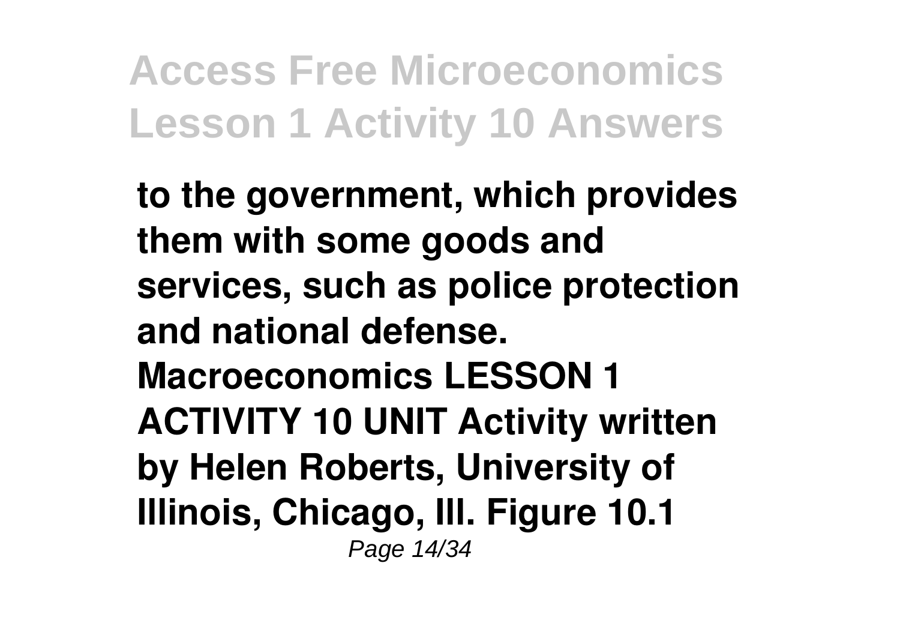**to the government, which provides them with some goods and services, such as police protection and national defense. Macroeconomics LESSON 1 ACTIVITY 10 UNIT Activity written by Helen Roberts, University of Illinois, Chicago, Ill. Figure 10.1**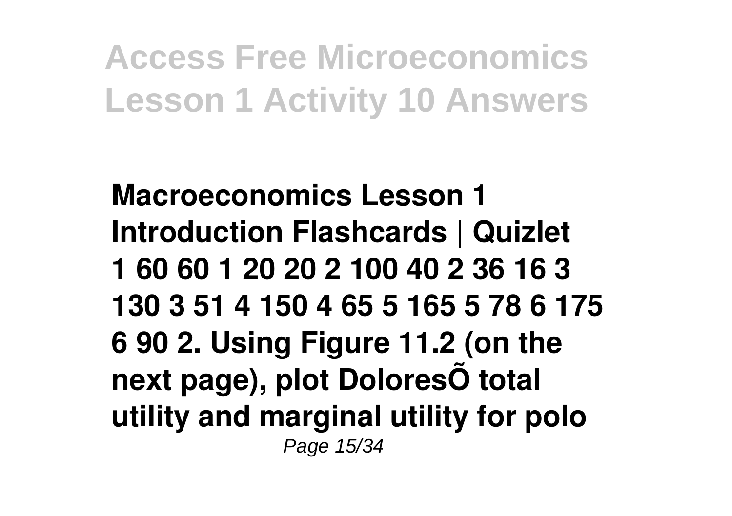# Access Free Microeconomics Lesson 1 Activity 10 Answers

**Macroeconomics Lesson 1 Introduction Flashcards | Quizlet**
**1 60 60 1 20 20 2 100 40 2 36 16 3 130 3 51 4 150 4 65 5 165 5 78 6 175 6 90 2. Using Figure 11.2 (on the next page), plot DoloresÕ total utility and marginal utility for polo**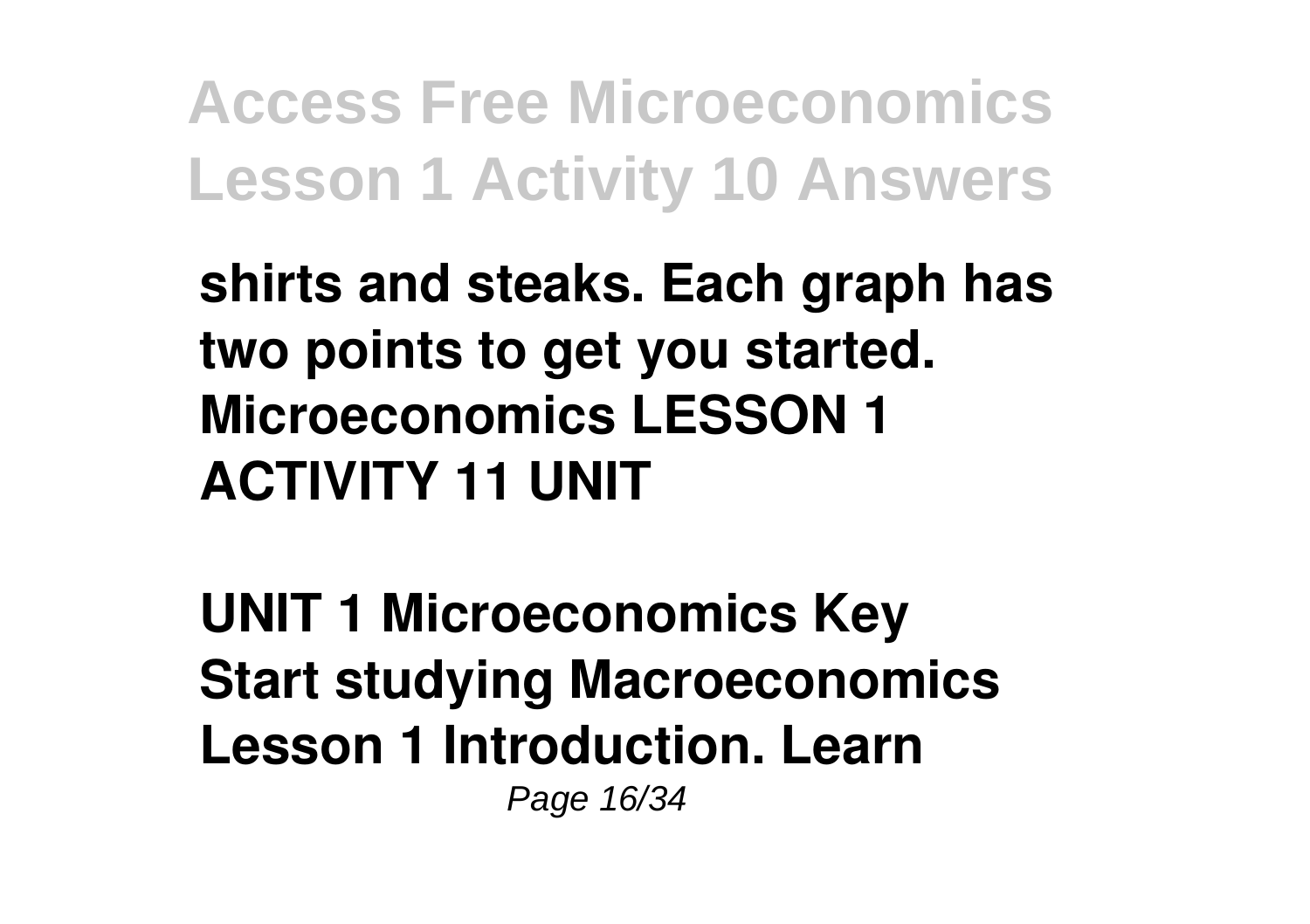**shirts and steaks. Each graph has two points to get you started. Microeconomics LESSON 1 ACTIVITY 11 UNIT**

**UNIT 1 Microeconomics Key Start studying Macroeconomics Lesson 1 Introduction. Learn**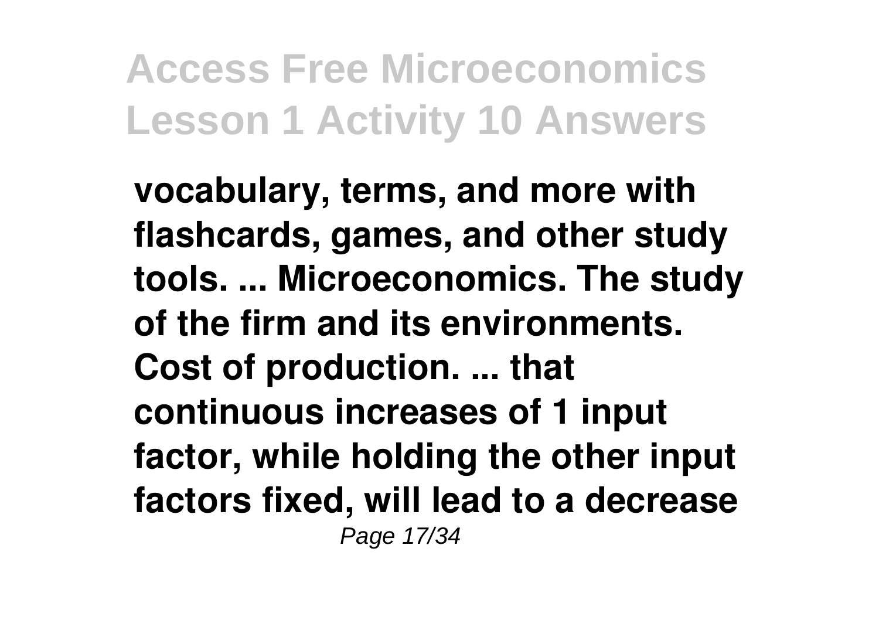**vocabulary, terms, and more with flashcards, games, and other study tools. ... Microeconomics. The study of the firm and its environments. Cost of production. ... that continuous increases of 1 input factor, while holding the other input factors fixed, will lead to a decrease**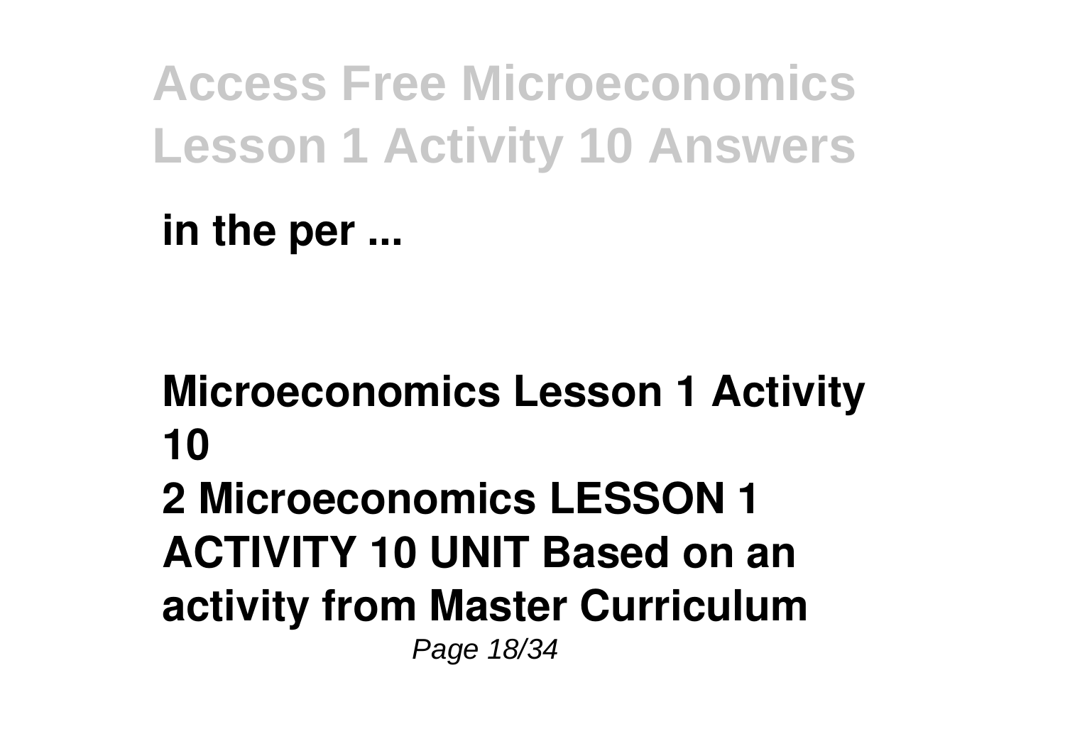in the per ...

## Microeconomics Lesson 1 Activity 10

**2 Microeconomics LESSON 1 ACTIVITY 10 UNIT Based on an activity from Master Curriculum**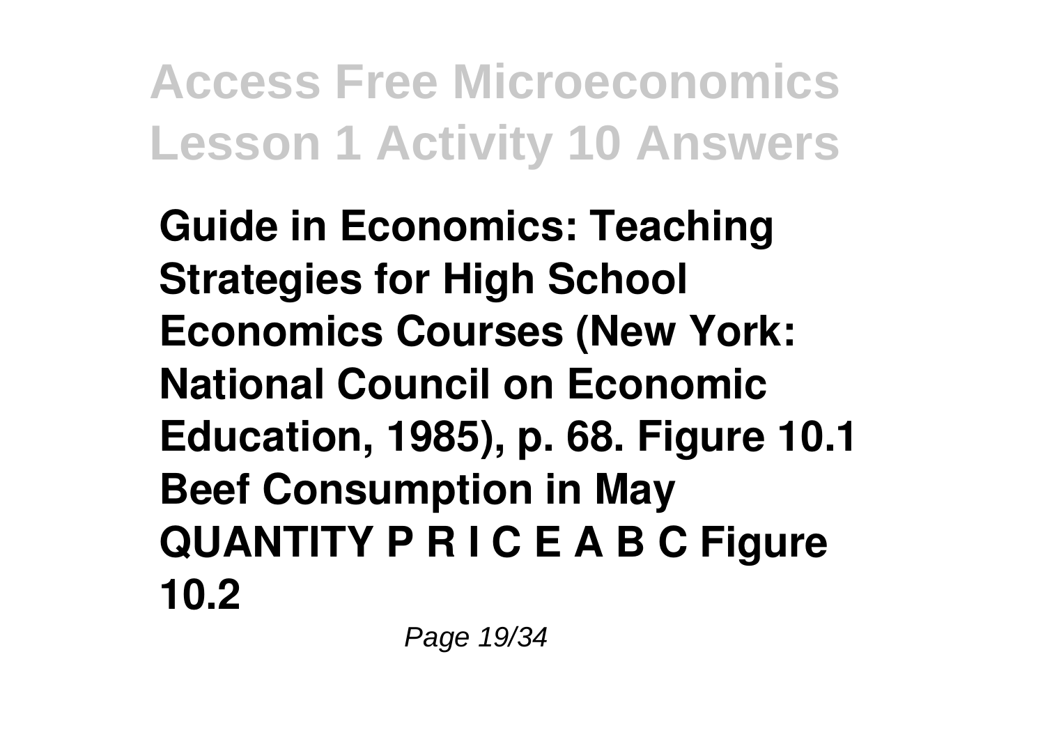**Guide in Economics: Teaching Strategies for High School Economics Courses (New York: National Council on Economic Education, 1985), p. 68. Figure 10.1 Beef Consumption in May QUANTITY P R I C E A B C Figure 10.2**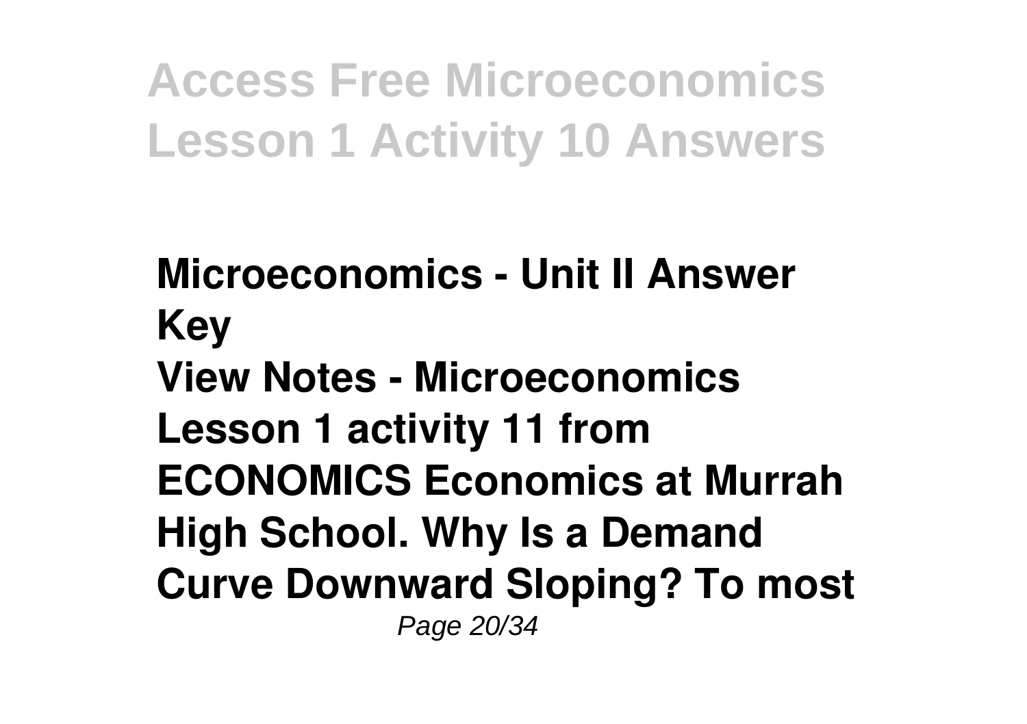**Microeconomics - Unit II Answer Key**

**View Notes - Microeconomics Lesson 1 activity 11 from ECONOMICS Economics at Murrah High School. Why Is a Demand Curve Downward Sloping? To most**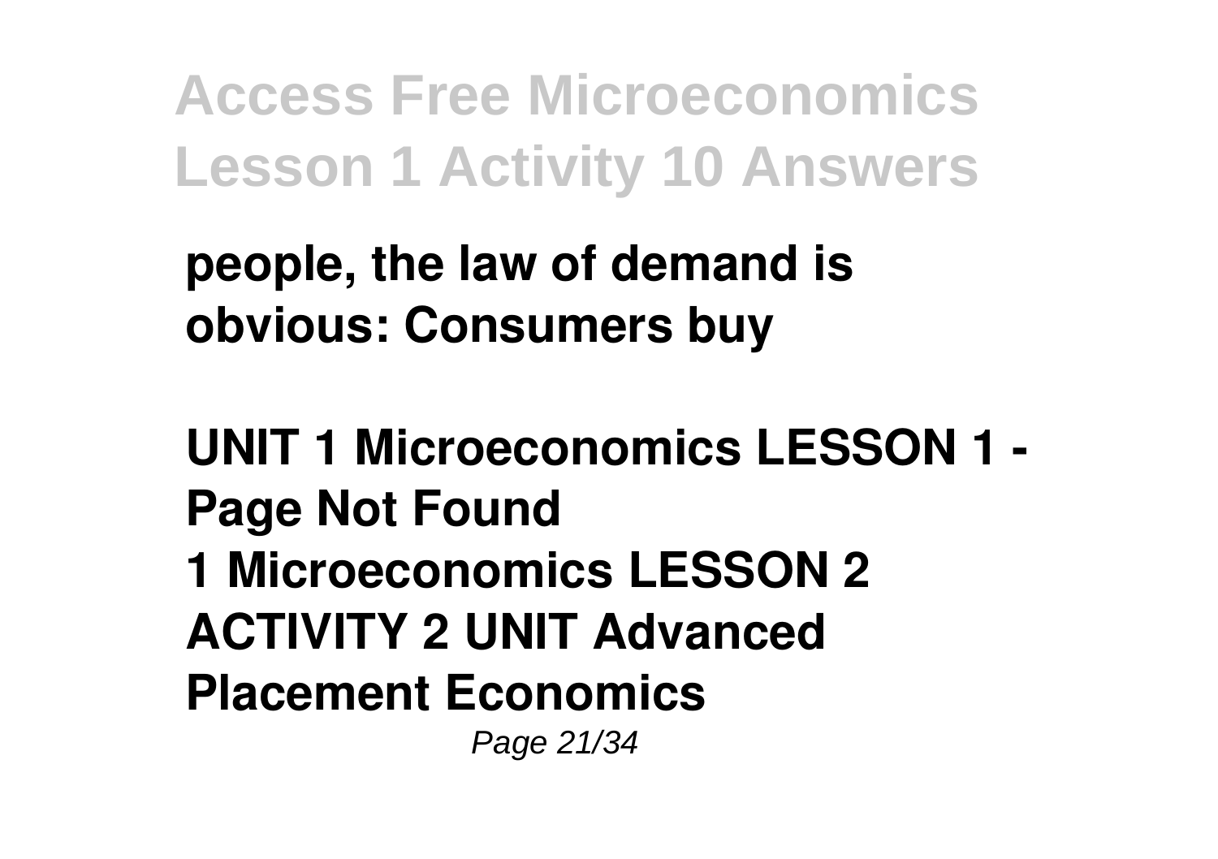**people, the law of demand is obvious: Consumers buy**

**UNIT 1 Microeconomics LESSON 1 - Page Not Found**
**1 Microeconomics LESSON 2 ACTIVITY 2 UNIT Advanced Placement Economics**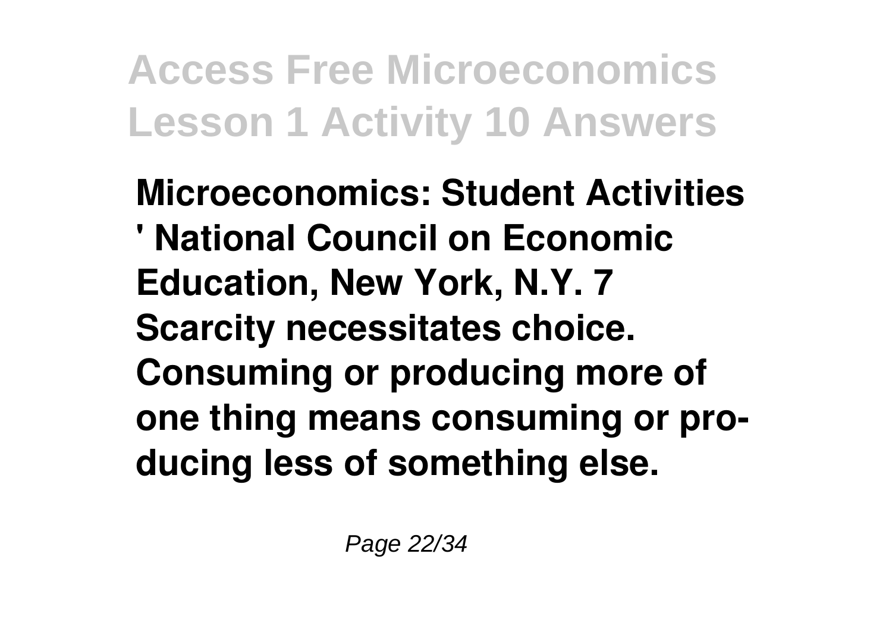**Microeconomics: Student Activities ' National Council on Economic Education, New York, N.Y. 7 Scarcity necessitates choice. Consuming or producing more of one thing means consuming or producing less of something else.**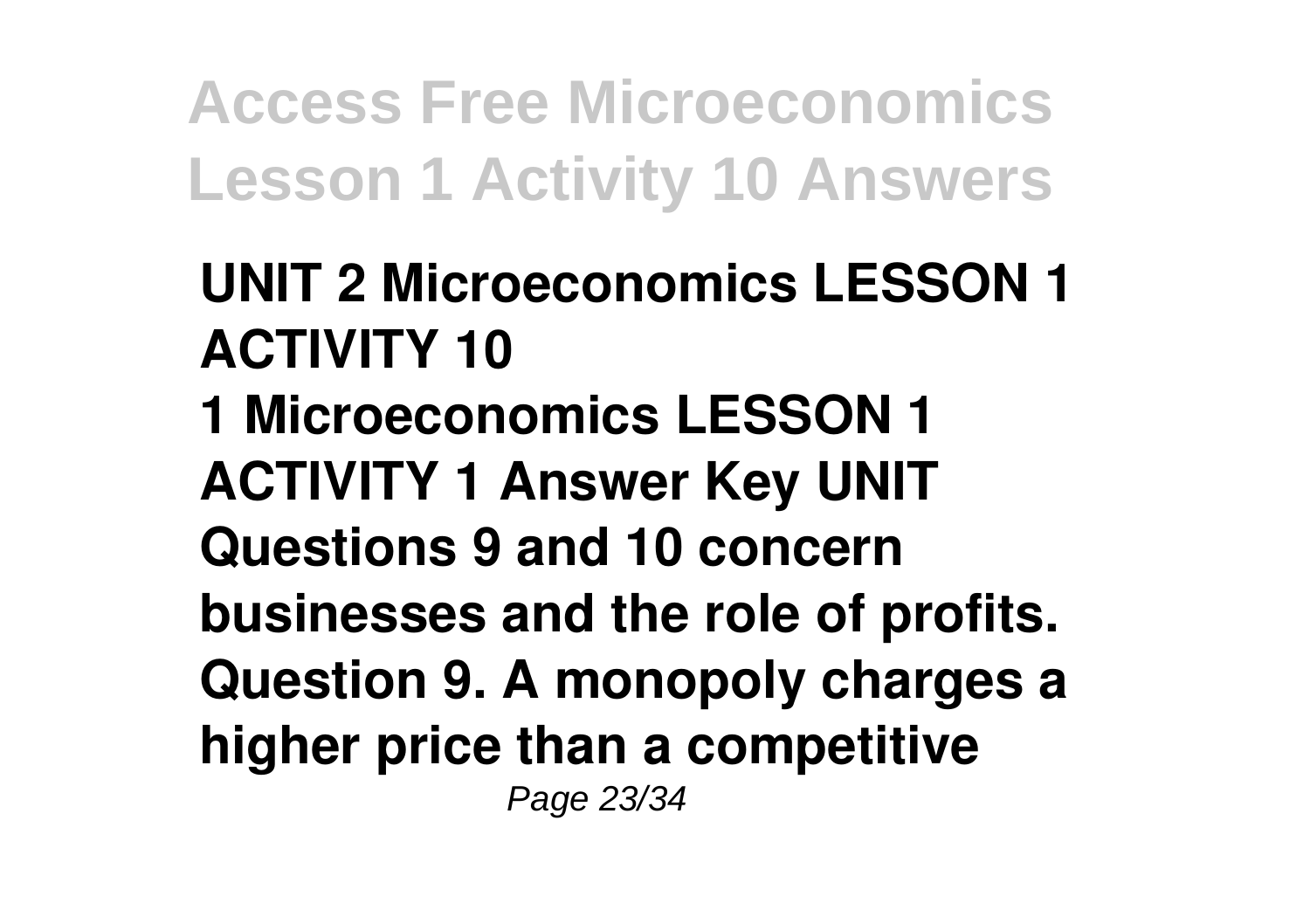**UNIT 2 Microeconomics LESSON 1 ACTIVITY 10**

**1 Microeconomics LESSON 1 ACTIVITY 1 Answer Key UNIT Questions 9 and 10 concern businesses and the role of profits. Question 9. A monopoly charges a higher price than a competitive**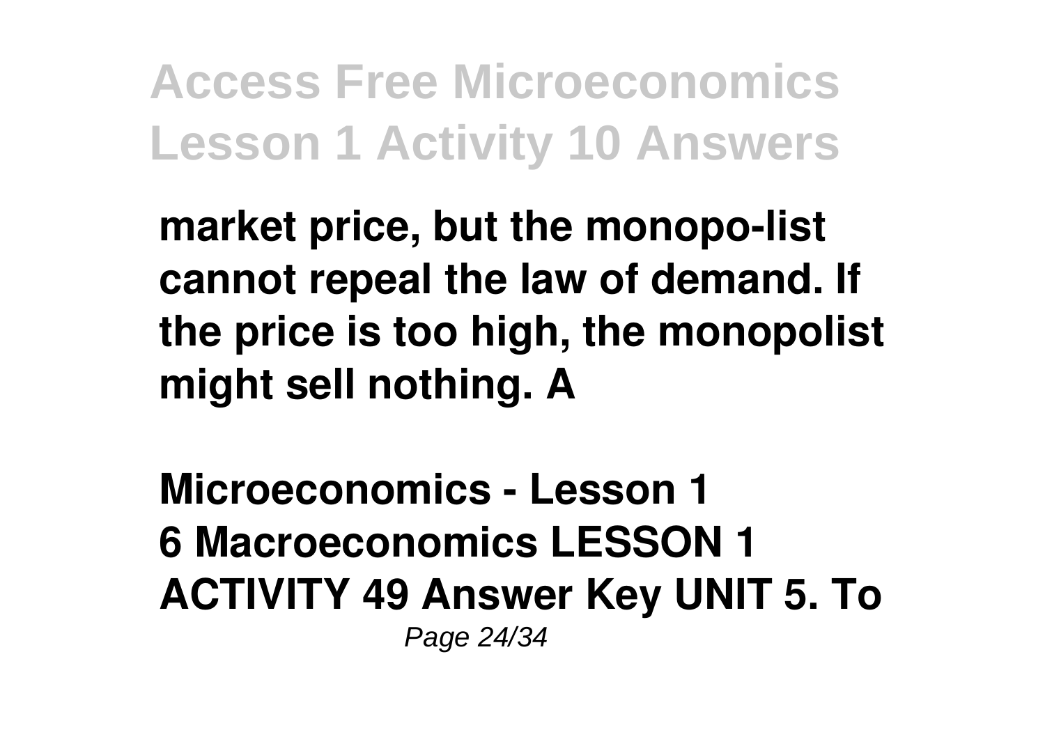market price, but the monopo-list cannot repeal the law of demand. If the price is too high, the monopolist might sell nothing. A

**Microeconomics - Lesson 1**

6 Macroeconomics LESSON 1 ACTIVITY 49 Answer Key UNIT 5. To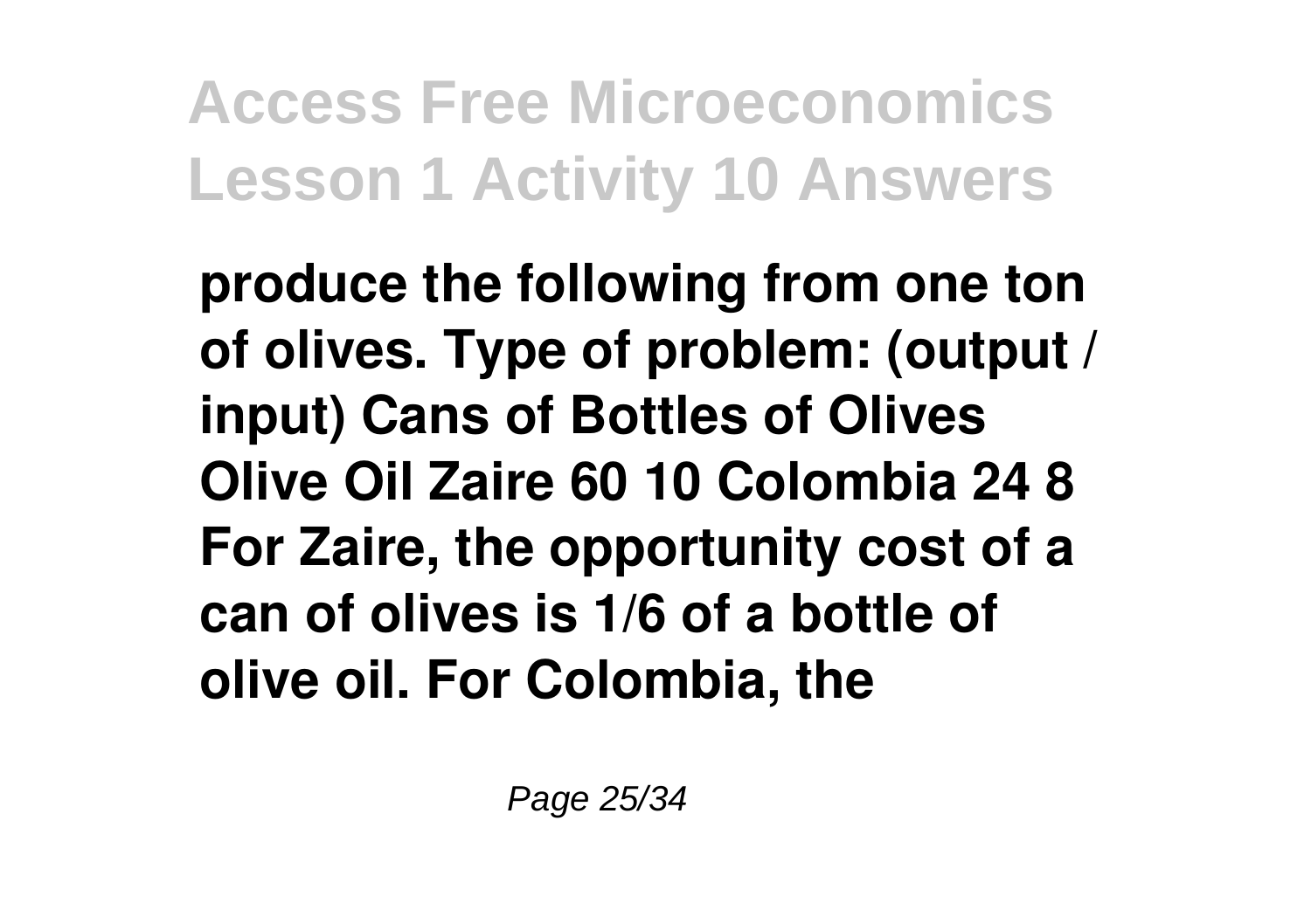**produce the following from one ton of olives. Type of problem: (output / input) Cans of Bottles of Olives Olive Oil Zaire 60 10 Colombia 24 8 For Zaire, the opportunity cost of a can of olives is 1/6 of a bottle of olive oil. For Colombia, the**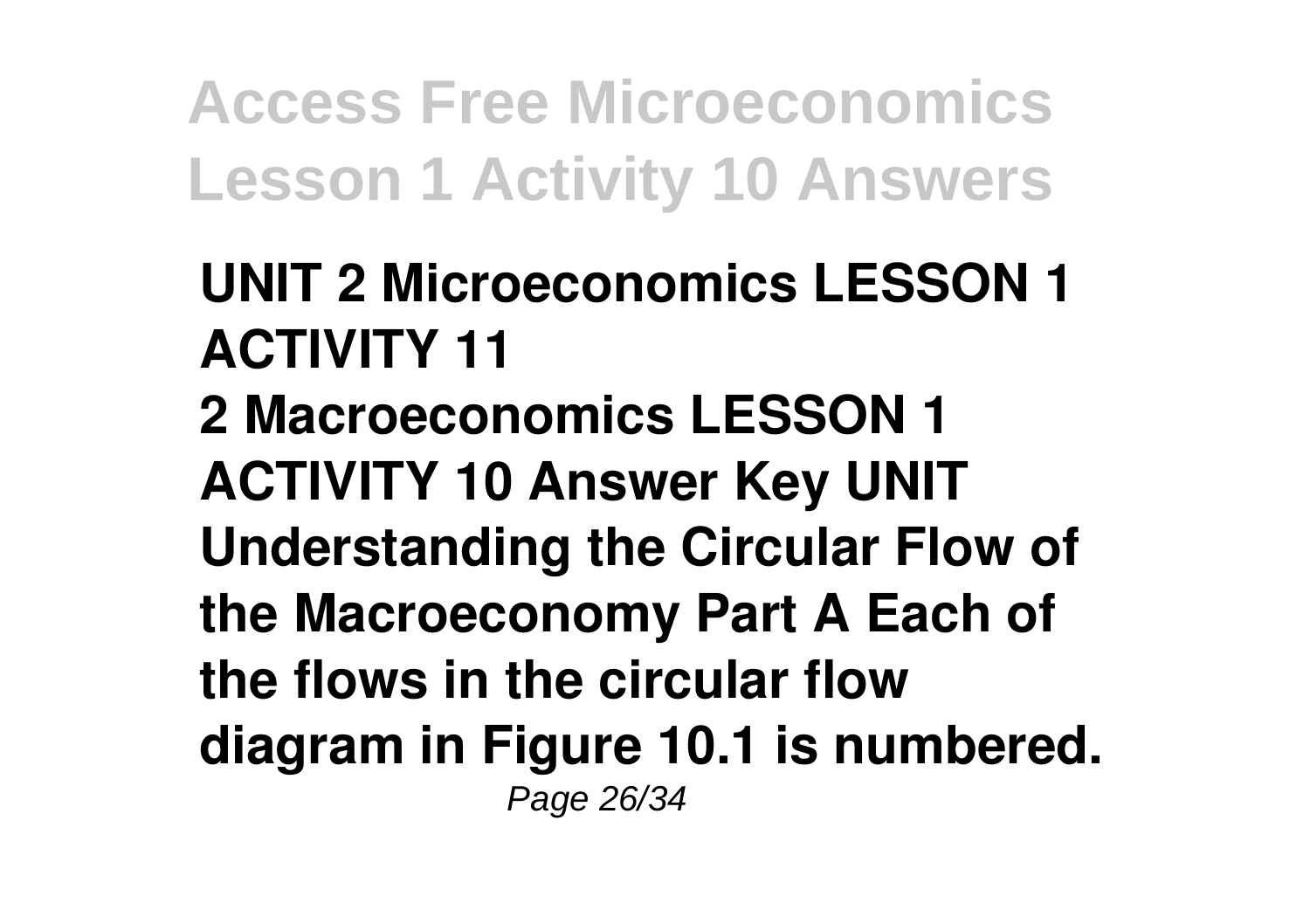**UNIT 2 Microeconomics LESSON 1 ACTIVITY 11**

**2 Macroeconomics LESSON 1 ACTIVITY 10 Answer Key UNIT Understanding the Circular Flow of the Macroeconomy Part A Each of the flows in the circular flow diagram in Figure 10.1 is numbered.**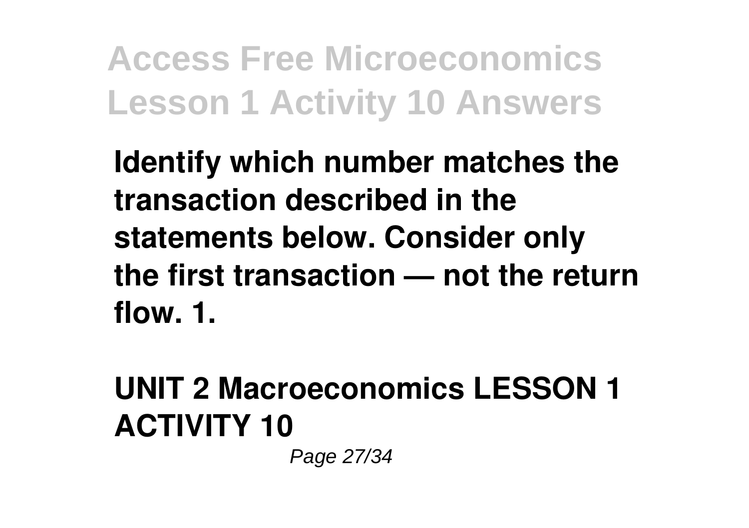**Identify which number matches the transaction described in the statements below. Consider only the first transaction — not the return flow. 1.**

**UNIT 2 Macroeconomics LESSON 1 ACTIVITY 10**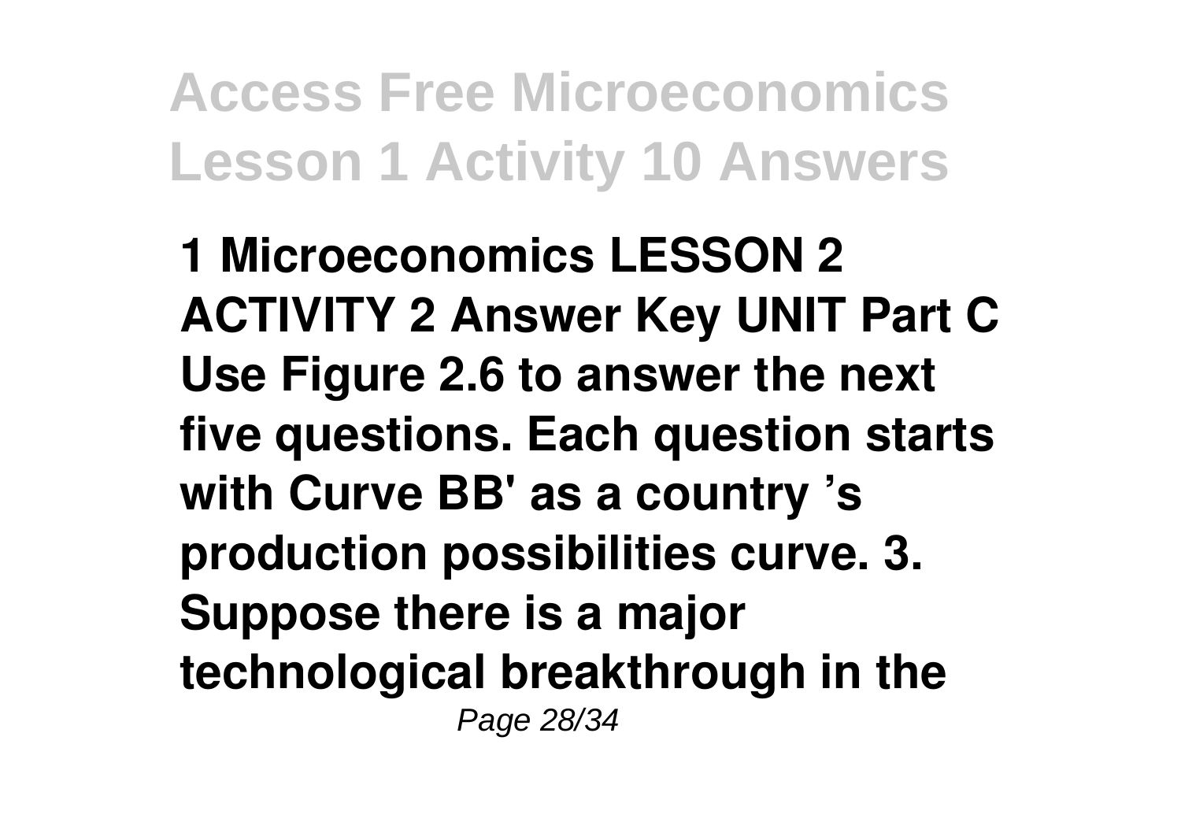**1 Microeconomics LESSON 2 ACTIVITY 2 Answer Key UNIT Part C Use Figure 2.6 to answer the next five questions. Each question starts with Curve BB' as a country 's production possibilities curve. 3. Suppose there is a major technological breakthrough in the**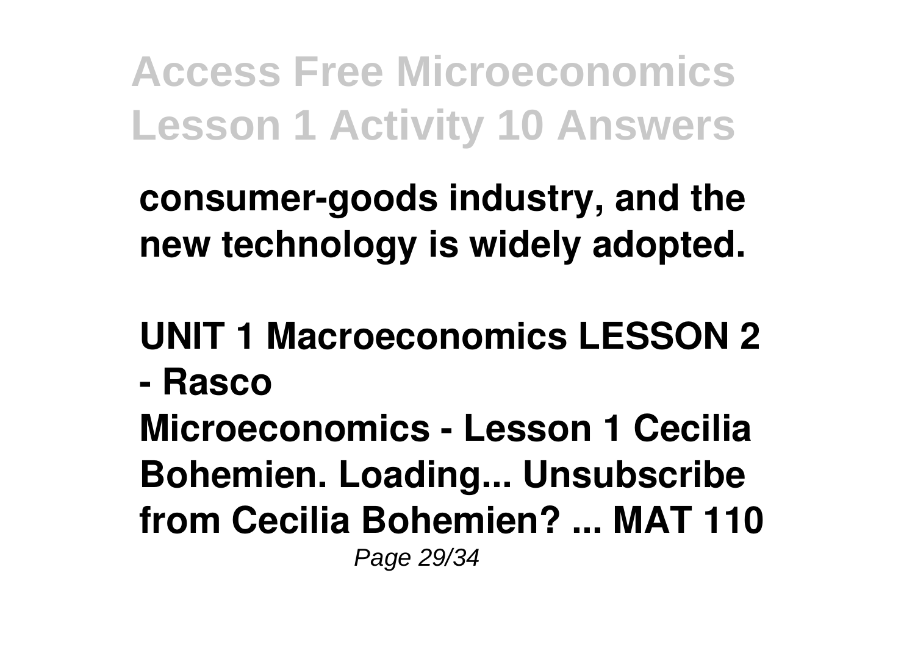**consumer-goods industry, and the new technology is widely adopted.**

**UNIT 1 Macroeconomics LESSON 2 - Rasco**

**Microeconomics - Lesson 1 Cecilia Bohemien. Loading... Unsubscribe from Cecilia Bohemien? ... MAT 110**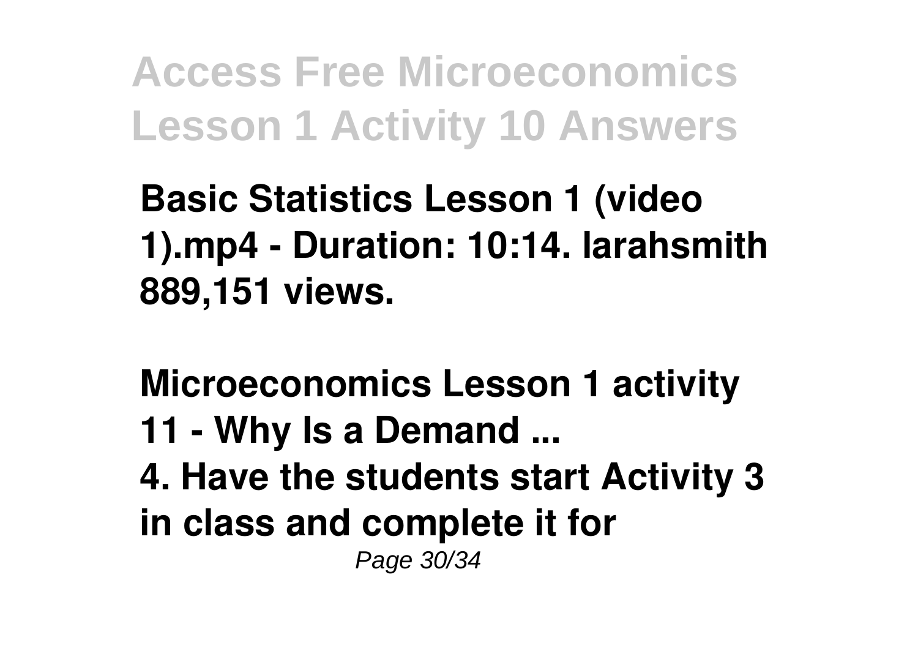**Basic Statistics Lesson 1 (video 1).mp4 - Duration: 10:14. larahsmith 889,151 views.**

**Microeconomics Lesson 1 activity 11 - Why Is a Demand ...**

**4. Have the students start Activity 3 in class and complete it for**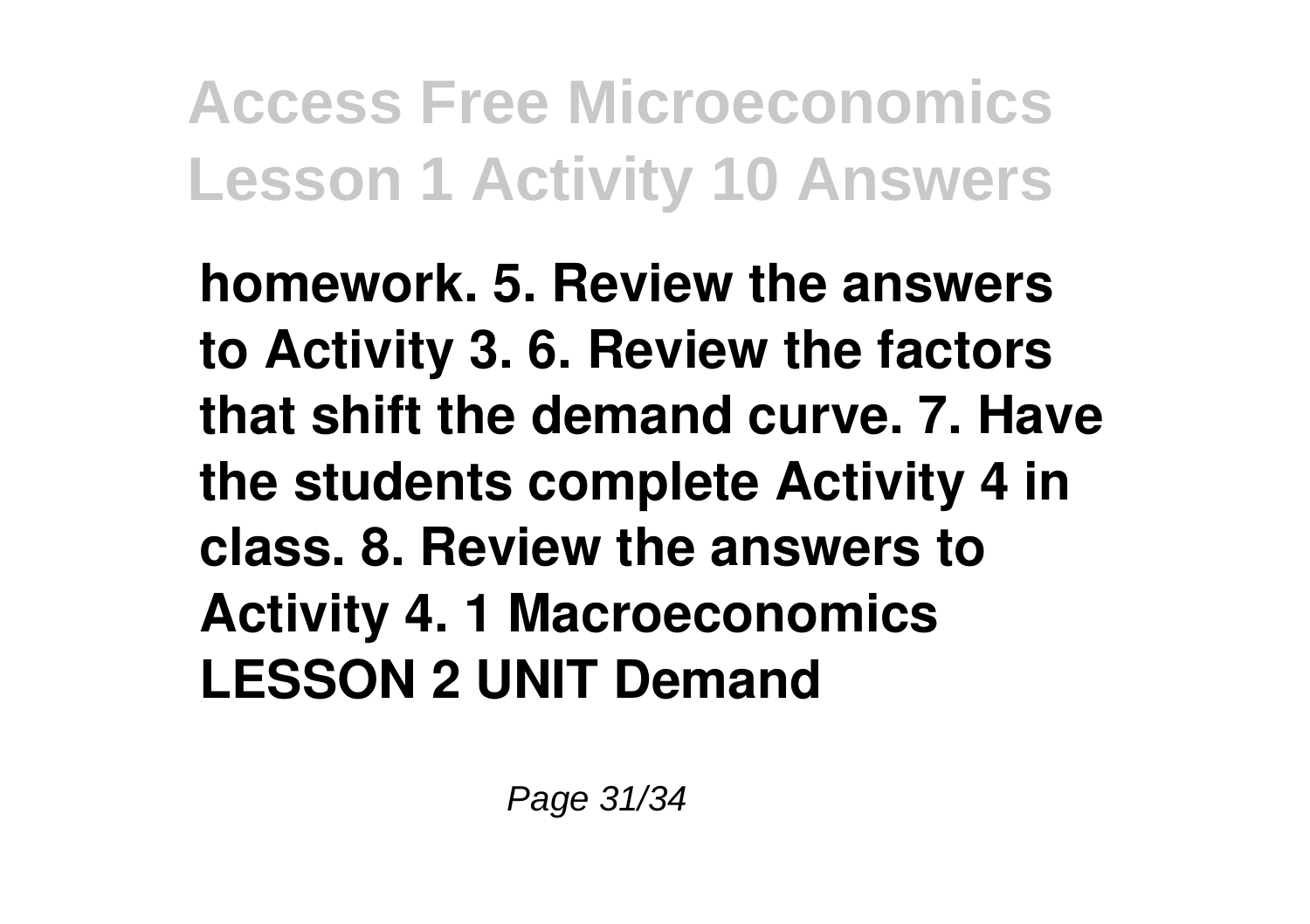**homework. 5. Review the answers to Activity 3. 6. Review the factors that shift the demand curve. 7. Have the students complete Activity 4 in class. 8. Review the answers to Activity 4. 1 Macroeconomics LESSON 2 UNIT Demand**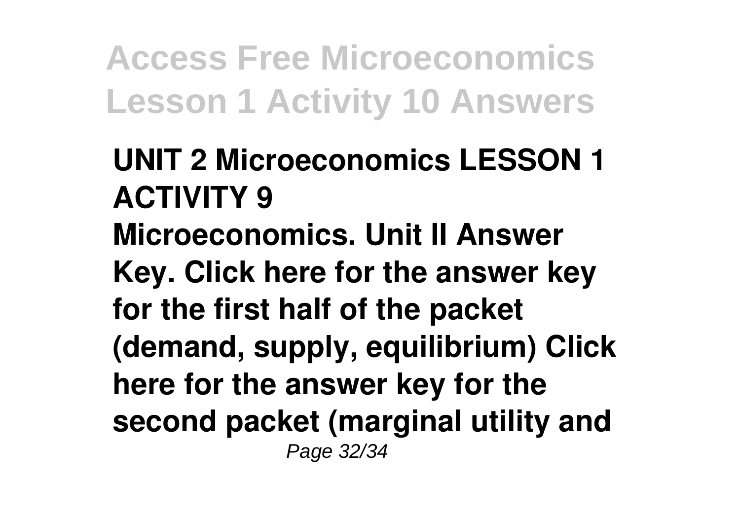**UNIT 2 Microeconomics LESSON 1 ACTIVITY 9**

**Microeconomics. Unit II Answer Key. Click here for the answer key for the first half of the packet (demand, supply, equilibrium) Click here for the answer key for the second packet (marginal utility and**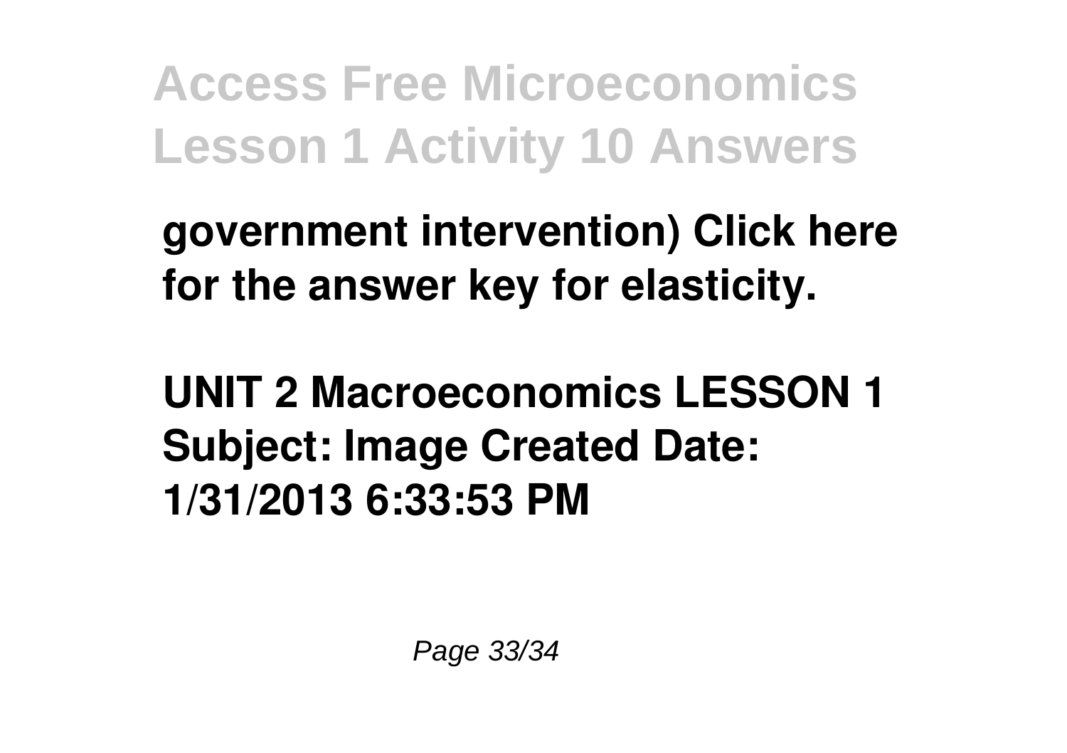government intervention) Click here for the answer key for elasticity.

UNIT 2 Macroeconomics LESSON 1 Subject: Image Created Date: 1/31/2013 6:33:53 PM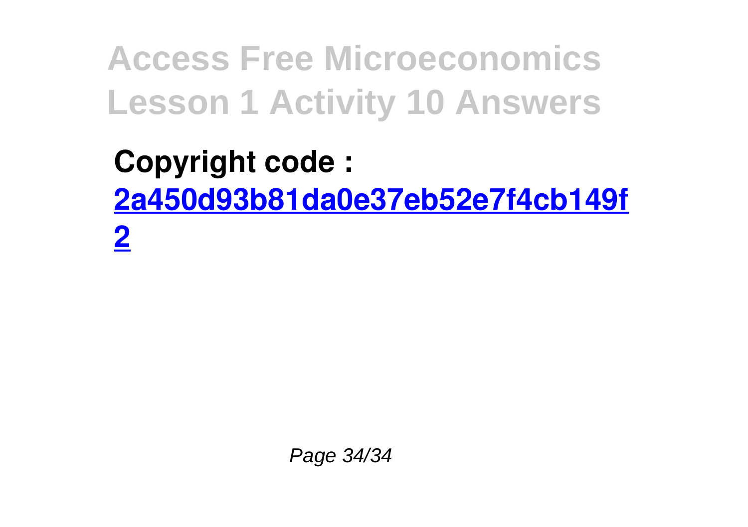**Copyright code : [2a450d93b81da0e37eb52e7f4cb149f2](2a450d93b81da0e37eb52e7f4cb149f2)**